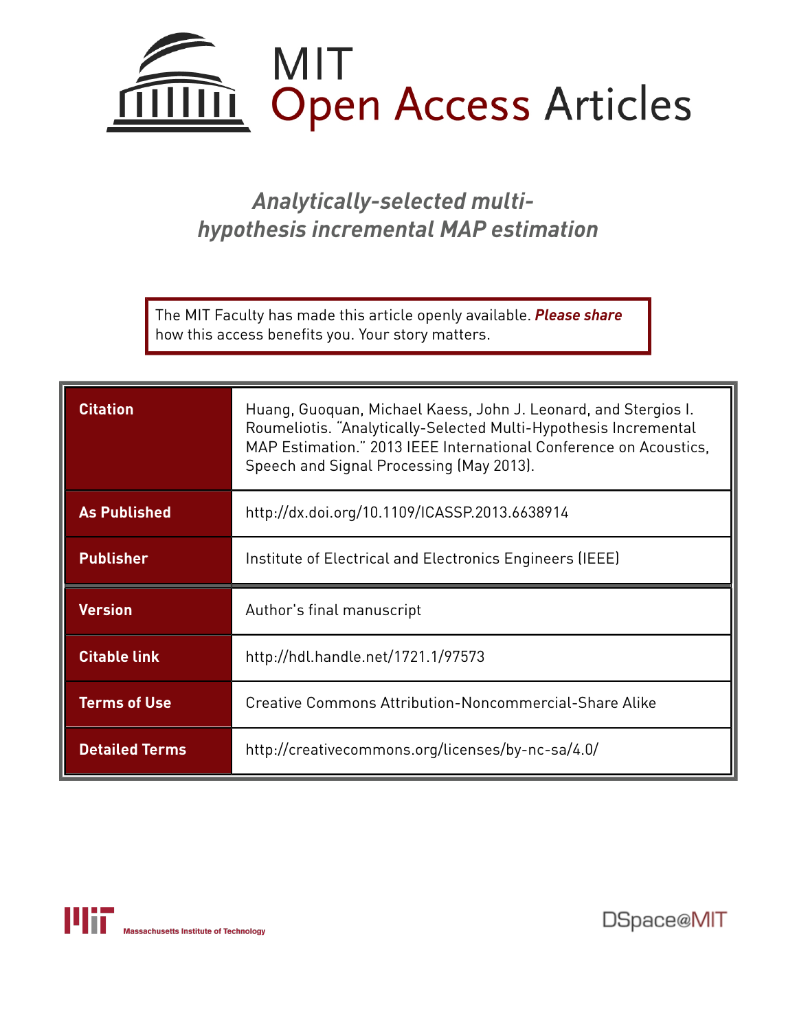# MIT Open Access Articles

## *Analytically-selected multi-hypothesis incremental MAP estimation*

The MIT Faculty has made this article openly available. ***Please share*** how this access benefits you. Your story matters.

| | |
|---|---|
| **Citation** | Huang, Guoquan, Michael Kaess, John J. Leonard, and Stergios I. Roumeliotis. "Analytically-Selected Multi-Hypothesis Incremental MAP Estimation." 2013 IEEE International Conference on Acoustics, Speech and Signal Processing (May 2013). |
| **As Published** | http://dx.doi.org/10.1109/ICASSP.2013.6638914 |
| **Publisher** | Institute of Electrical and Electronics Engineers (IEEE) |
| **Version** | Author's final manuscript |
| **Citable link** | http://hdl.handle.net/1721.1/97573 |
| **Terms of Use** | Creative Commons Attribution-Noncommercial-Share Alike |
| **Detailed Terms** | http://creativecommons.org/licenses/by-nc-sa/4.0/ |

Massachusetts Institute of Technology

DSpace@MIT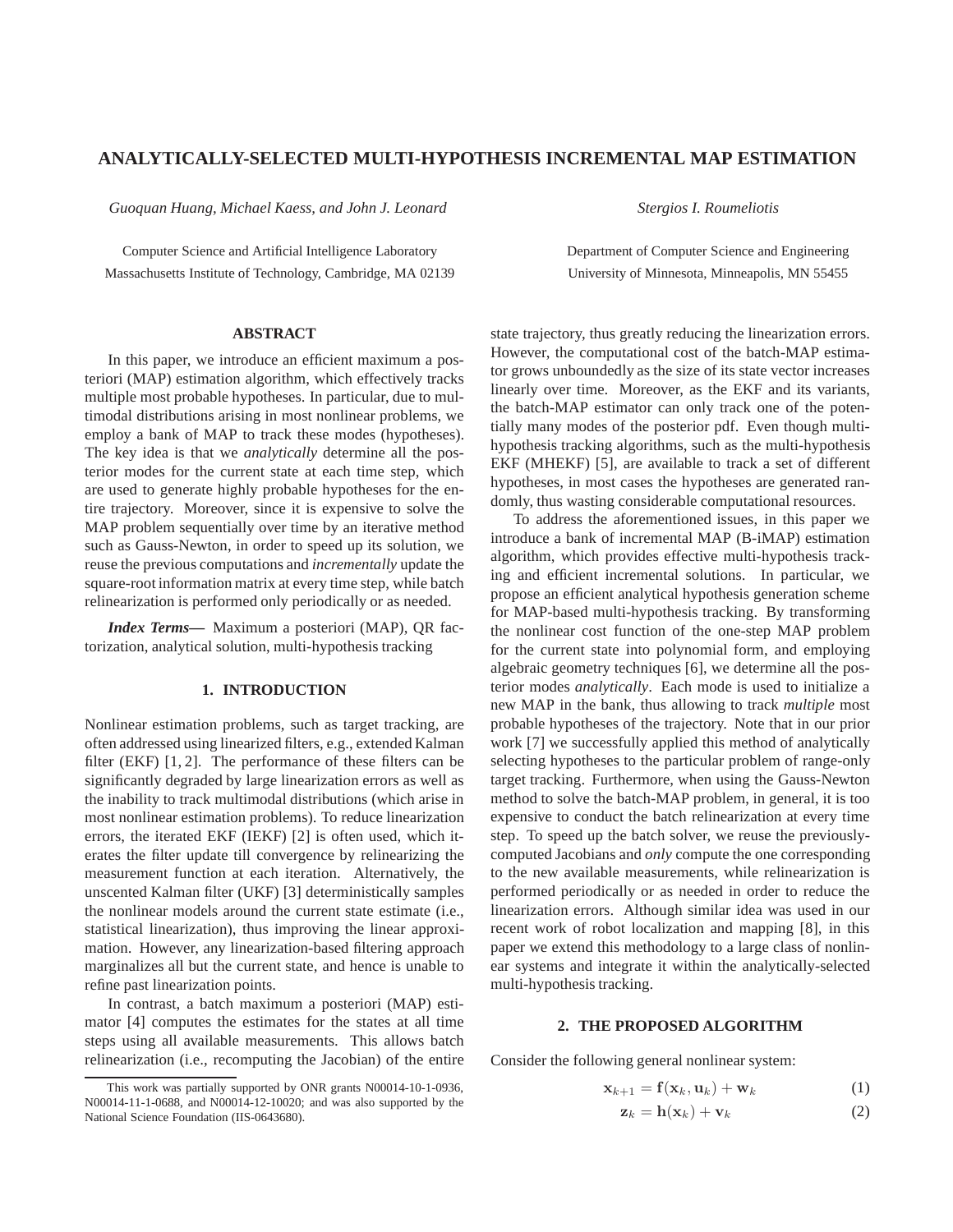# ANALYTICALLY-SELECTED MULTI-HYPOTHESIS INCREMENTAL MAP ESTIMATION

*Guoquan Huang, Michael Kaess, and John J. Leonard*

Computer Science and Artificial Intelligence Laboratory
Massachusetts Institute of Technology, Cambridge, MA 02139

*Stergios I. Roumeliotis*

Department of Computer Science and Engineering
University of Minnesota, Minneapolis, MN 55455

## ABSTRACT

In this paper, we introduce an efficient maximum a posteriori (MAP) estimation algorithm, which effectively tracks multiple most probable hypotheses. In particular, due to multimodal distributions arising in most nonlinear problems, we employ a bank of MAP to track these modes (hypotheses). The key idea is that we *analytically* determine all the posterior modes for the current state at each time step, which are used to generate highly probable hypotheses for the entire trajectory. Moreover, since it is expensive to solve the MAP problem sequentially over time by an iterative method such as Gauss-Newton, in order to speed up its solution, we reuse the previous computations and *incrementally* update the square-root information matrix at every time step, while batch relinearization is performed only periodically or as needed.

***Index Terms***— Maximum a posteriori (MAP), QR factorization, analytical solution, multi-hypothesis tracking

## 1. INTRODUCTION

Nonlinear estimation problems, such as target tracking, are often addressed using linearized filters, e.g., extended Kalman filter (EKF) [1, 2]. The performance of these filters can be significantly degraded by large linearization errors as well as the inability to track multimodal distributions (which arise in most nonlinear estimation problems). To reduce linearization errors, the iterated EKF (IEKF) [2] is often used, which iterates the filter update till convergence by relinearizing the measurement function at each iteration. Alternatively, the unscented Kalman filter (UKF) [3] deterministically samples the nonlinear models around the current state estimate (i.e., statistical linearization), thus improving the linear approximation. However, any linearization-based filtering approach marginalizes all but the current state, and hence is unable to refine past linearization points.

In contrast, a batch maximum a posteriori (MAP) estimator [4] computes the estimates for the states at all time steps using all available measurements. This allows batch relinearization (i.e., recomputing the Jacobian) of the entire state trajectory, thus greatly reducing the linearization errors. However, the computational cost of the batch-MAP estimator grows unboundedly as the size of its state vector increases linearly over time. Moreover, as the EKF and its variants, the batch-MAP estimator can only track one of the potentially many modes of the posterior pdf. Even though multi-hypothesis tracking algorithms, such as the multi-hypothesis EKF (MHEKF) [5], are available to track a set of different hypotheses, in most cases the hypotheses are generated randomly, thus wasting considerable computational resources.

To address the aforementioned issues, in this paper we introduce a bank of incremental MAP (B-iMAP) estimation algorithm, which provides effective multi-hypothesis tracking and efficient incremental solutions. In particular, we propose an efficient analytical hypothesis generation scheme for MAP-based multi-hypothesis tracking. By transforming the nonlinear cost function of the one-step MAP problem for the current state into polynomial form, and employing algebraic geometry techniques [6], we determine all the posterior modes *analytically*. Each mode is used to initialize a new MAP in the bank, thus allowing to track *multiple* most probable hypotheses of the trajectory. Note that in our prior work [7] we successfully applied this method of analytically selecting hypotheses to the particular problem of range-only target tracking. Furthermore, when using the Gauss-Newton method to solve the batch-MAP problem, in general, it is too expensive to conduct the batch relinearization at every time step. To speed up the batch solver, we reuse the previously-computed Jacobians and *only* compute the one corresponding to the new available measurements, while relinearization is performed periodically or as needed in order to reduce the linearization errors. Although similar idea was used in our recent work of robot localization and mapping [8], in this paper we extend this methodology to a large class of nonlinear systems and integrate it within the analytically-selected multi-hypothesis tracking.

## 2. THE PROPOSED ALGORITHM

Consider the following general nonlinear system:

$$\mathbf{x}_{k+1} = \mathbf{f}(\mathbf{x}_k, \mathbf{u}_k) + \mathbf{w}_k \tag{1}$$

$$\mathbf{z}_k = \mathbf{h}(\mathbf{x}_k) + \mathbf{v}_k \tag{2}$$

This work was partially supported by ONR grants N00014-10-1-0936, N00014-11-1-0688, and N00014-12-10020; and was also supported by the National Science Foundation (IIS-0643680).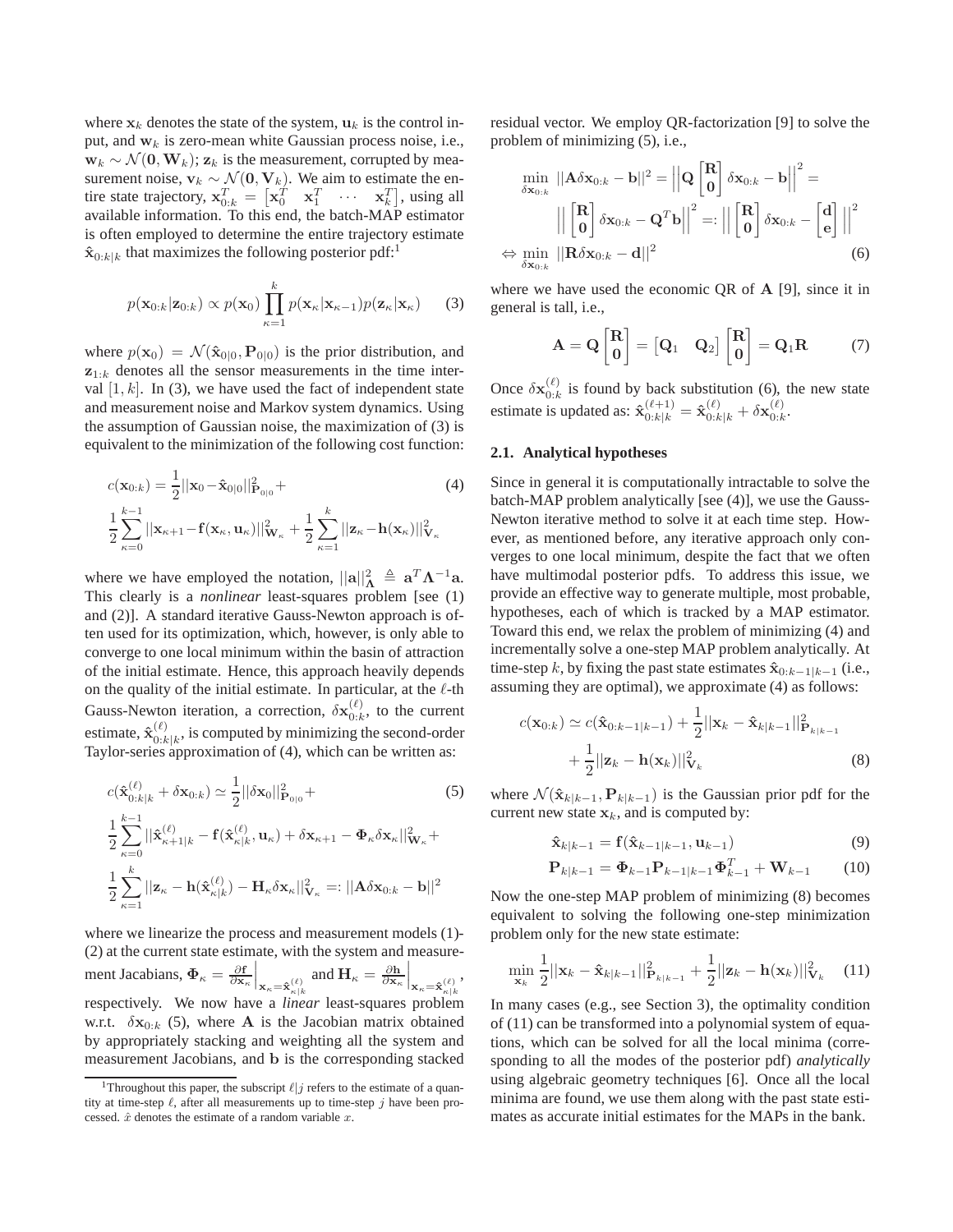where $\mathbf{x}_k$ denotes the state of the system, $\mathbf{u}_k$ is the control input, and $\mathbf{w}_k$ is zero-mean white Gaussian process noise, i.e., $\mathbf{w}_k \sim \mathcal{N}(\mathbf{0}, \mathbf{W}_k)$; $\mathbf{z}_k$ is the measurement, corrupted by measurement noise, $\mathbf{v}_k \sim \mathcal{N}(\mathbf{0}, \mathbf{V}_k)$. We aim to estimate the entire state trajectory, $\mathbf{x}_{0:k}^T = \begin{bmatrix} \mathbf{x}_0^T & \mathbf{x}_1^T & \cdots & \mathbf{x}_k^T \end{bmatrix}$, using all available information. To this end, the batch-MAP estimator is often employed to determine the entire trajectory estimate $\hat{\mathbf{x}}_{0:k|k}$ that maximizes the following posterior pdf:[1]

$$
p(\mathbf{x}_{0:k}|\mathbf{z}_{0:k}) \propto p(\mathbf{x}_0) \prod_{\kappa=1}^{k} p(\mathbf{x}_\kappa|\mathbf{x}_{\kappa-1}) p(\mathbf{z}_\kappa|\mathbf{x}_\kappa) \tag{3}
$$

where $p(\mathbf{x}_0) = \mathcal{N}(\hat{\mathbf{x}}_{0|0}, \mathbf{P}_{0|0})$ is the prior distribution, and $\mathbf{z}_{1:k}$ denotes all the sensor measurements in the time interval $[1, k]$. In (3), we have used the fact of independent state and measurement noise and Markov system dynamics. Using the assumption of Gaussian noise, the maximization of (3) is equivalent to the minimization of the following cost function:

$$
\begin{aligned}
c(\mathbf{x}_{0:k}) &= \frac{1}{2}||\mathbf{x}_0 - \hat{\mathbf{x}}_{0|0}||^2_{\mathbf{P}_{0|0}} + \\
&\frac{1}{2}\sum_{\kappa=0}^{k-1} ||\mathbf{x}_{\kappa+1} - \mathbf{f}(\mathbf{x}_\kappa, \mathbf{u}_\kappa)||^2_{\mathbf{W}_\kappa} + \frac{1}{2}\sum_{\kappa=1}^{k} ||\mathbf{z}_\kappa - \mathbf{h}(\mathbf{x}_\kappa)||^2_{\mathbf{V}_\kappa}
\end{aligned} \tag{4}
$$

where we have employed the notation, $||\mathbf{a}||^2_{\mathbf{\Lambda}} \triangleq \mathbf{a}^T \mathbf{\Lambda}^{-1} \mathbf{a}$. This clearly is a *nonlinear* least-squares problem [see (1) and (2)]. A standard iterative Gauss-Newton approach is often used for its optimization, which, however, is only able to converge to one local minimum within the basin of attraction of the initial estimate. Hence, this approach heavily depends on the quality of the initial estimate. In particular, at the $\ell$-th Gauss-Newton iteration, a correction, $\delta \mathbf{x}_{0:k}^{(\ell)}$, to the current estimate, $\hat{\mathbf{x}}_{0:k|k}^{(\ell)}$, is computed by minimizing the second-order Taylor-series approximation of (4), which can be written as:

$$
\begin{aligned}
c(\hat{\mathbf{x}}_{0:k|k}^{(\ell)} + \delta\mathbf{x}_{0:k}) &\simeq \frac{1}{2}||\delta\mathbf{x}_0||^2_{\mathbf{P}_{0|0}} + \\
&\frac{1}{2}\sum_{\kappa=0}^{k-1} ||\hat{\mathbf{x}}_{\kappa+1|k}^{(\ell)} - \mathbf{f}(\hat{\mathbf{x}}_{\kappa|k}^{(\ell)}, \mathbf{u}_\kappa) + \delta\mathbf{x}_{\kappa+1} - \mathbf{\Phi}_\kappa \delta\mathbf{x}_\kappa||^2_{\mathbf{W}_\kappa} + \\
&\frac{1}{2}\sum_{\kappa=1}^{k} ||\mathbf{z}_\kappa - \mathbf{h}(\hat{\mathbf{x}}_{\kappa|k}^{(\ell)}) - \mathbf{H}_\kappa \delta\mathbf{x}_\kappa||^2_{\mathbf{V}_\kappa} =: ||\mathbf{A}\delta\mathbf{x}_{0:k} - \mathbf{b}||^2
\end{aligned} \tag{5}
$$

where we linearize the process and measurement models (1)-(2) at the current state estimate, with the system and measurement Jacobians, $\mathbf{\Phi}_\kappa = \frac{\partial \mathbf{f}}{\partial \mathbf{x}_\kappa}\Big|_{\mathbf{x}_\kappa = \hat{\mathbf{x}}_{\kappa|k}^{(\ell)}}$ and $\mathbf{H}_\kappa = \frac{\partial \mathbf{h}}{\partial \mathbf{x}_\kappa}\Big|_{\mathbf{x}_\kappa = \hat{\mathbf{x}}_{\kappa|k}^{(\ell)}}$, respectively. We now have a *linear* least-squares problem w.r.t. $\delta\mathbf{x}_{0:k}$ (5), where $\mathbf{A}$ is the Jacobian matrix obtained by appropriately stacking and weighting all the system and measurement Jacobians, and $\mathbf{b}$ is the corresponding stacked residual vector. We employ QR-factorization [9] to solve the problem of minimizing (5), i.e.,

$$
\begin{aligned}
&\min_{\delta\mathbf{x}_{0:k}} ||\mathbf{A}\delta\mathbf{x}_{0:k} - \mathbf{b}||^2 = \Big|\Big|\mathbf{Q}\begin{bmatrix}\mathbf{R}\\ \mathbf{0}\end{bmatrix}\delta\mathbf{x}_{0:k} - \mathbf{b}\Big|\Big|^2 = \\
&\qquad \Big|\Big|\begin{bmatrix}\mathbf{R}\\ \mathbf{0}\end{bmatrix}\delta\mathbf{x}_{0:k} - \mathbf{Q}^T\mathbf{b}\Big|\Big|^2 =: \Big|\Big|\begin{bmatrix}\mathbf{R}\\ \mathbf{0}\end{bmatrix}\delta\mathbf{x}_{0:k} - \begin{bmatrix}\mathbf{d}\\ \mathbf{e}\end{bmatrix}\Big|\Big|^2 \\
&\Leftrightarrow \min_{\delta\mathbf{x}_{0:k}} ||\mathbf{R}\delta\mathbf{x}_{0:k} - \mathbf{d}||^2
\end{aligned} \tag{6}
$$

where we have used the economic QR of $\mathbf{A}$ [9], since it in general is tall, i.e.,

$$
\mathbf{A} = \mathbf{Q}\begin{bmatrix}\mathbf{R}\\ \mathbf{0}\end{bmatrix} = \begin{bmatrix}\mathbf{Q}_1 & \mathbf{Q}_2\end{bmatrix}\begin{bmatrix}\mathbf{R}\\ \mathbf{0}\end{bmatrix} = \mathbf{Q}_1\mathbf{R} \tag{7}
$$

Once $\delta\mathbf{x}_{0:k}^{(\ell)}$ is found by back substitution (6), the new state estimate is updated as: $\hat{\mathbf{x}}_{0:k|k}^{(\ell+1)} = \hat{\mathbf{x}}_{0:k|k}^{(\ell)} + \delta\mathbf{x}_{0:k}^{(\ell)}$.

### 2.1. Analytical hypotheses

Since in general it is computationally intractable to solve the batch-MAP problem analytically [see (4)], we use the Gauss-Newton iterative method to solve it at each time step. However, as mentioned before, any iterative approach only converges to one local minimum, despite the fact that we often have multimodal posterior pdfs. To address this issue, we provide an effective way to generate multiple, most probable, hypotheses, each of which is tracked by a MAP estimator. Toward this end, we relax the problem of minimizing (4) and incrementally solve a one-step MAP problem analytically. At time-step $k$, by fixing the past state estimates $\hat{\mathbf{x}}_{0:k-1|k-1}$ (i.e., assuming they are optimal), we approximate (4) as follows:

$$
\begin{aligned}
c(\mathbf{x}_{0:k}) \simeq\ & c(\hat{\mathbf{x}}_{0:k-1|k-1}) + \frac{1}{2}||\mathbf{x}_k - \hat{\mathbf{x}}_{k|k-1}||^2_{\mathbf{P}_{k|k-1}} \\
&+ \frac{1}{2}||\mathbf{z}_k - \mathbf{h}(\mathbf{x}_k)||^2_{\mathbf{V}_k}
\end{aligned} \tag{8}
$$

where $\mathcal{N}(\hat{\mathbf{x}}_{k|k-1}, \mathbf{P}_{k|k-1})$ is the Gaussian prior pdf for the current new state $\mathbf{x}_k$, and is computed by:

$$
\hat{\mathbf{x}}_{k|k-1} = \mathbf{f}(\hat{\mathbf{x}}_{k-1|k-1}, \mathbf{u}_{k-1}) \tag{9}
$$

$$
\mathbf{P}_{k|k-1} = \mathbf{\Phi}_{k-1}\mathbf{P}_{k-1|k-1}\mathbf{\Phi}_{k-1}^T + \mathbf{W}_{k-1} \tag{10}
$$

Now the one-step MAP problem of minimizing (8) becomes equivalent to solving the following one-step minimization problem only for the new state estimate:

$$
\min_{\mathbf{x}_k} \frac{1}{2}||\mathbf{x}_k - \hat{\mathbf{x}}_{k|k-1}||^2_{\mathbf{P}_{k|k-1}} + \frac{1}{2}||\mathbf{z}_k - \mathbf{h}(\mathbf{x}_k)||^2_{\mathbf{V}_k} \tag{11}
$$

In many cases (e.g., see Section 3), the optimality condition of (11) can be transformed into a polynomial system of equations, which can be solved for all the local minima (corresponding to all the modes of the posterior pdf) *analytically* using algebraic geometry techniques [6]. Once all the local minima are found, we use them along with the past state estimates as accurate initial estimates for the MAPs in the bank.

[1] Throughout this paper, the subscript $\ell|j$ refers to the estimate of a quantity at time-step $\ell$, after all measurements up to time-step $j$ have been processed. $\hat{x}$ denotes the estimate of a random variable $x$.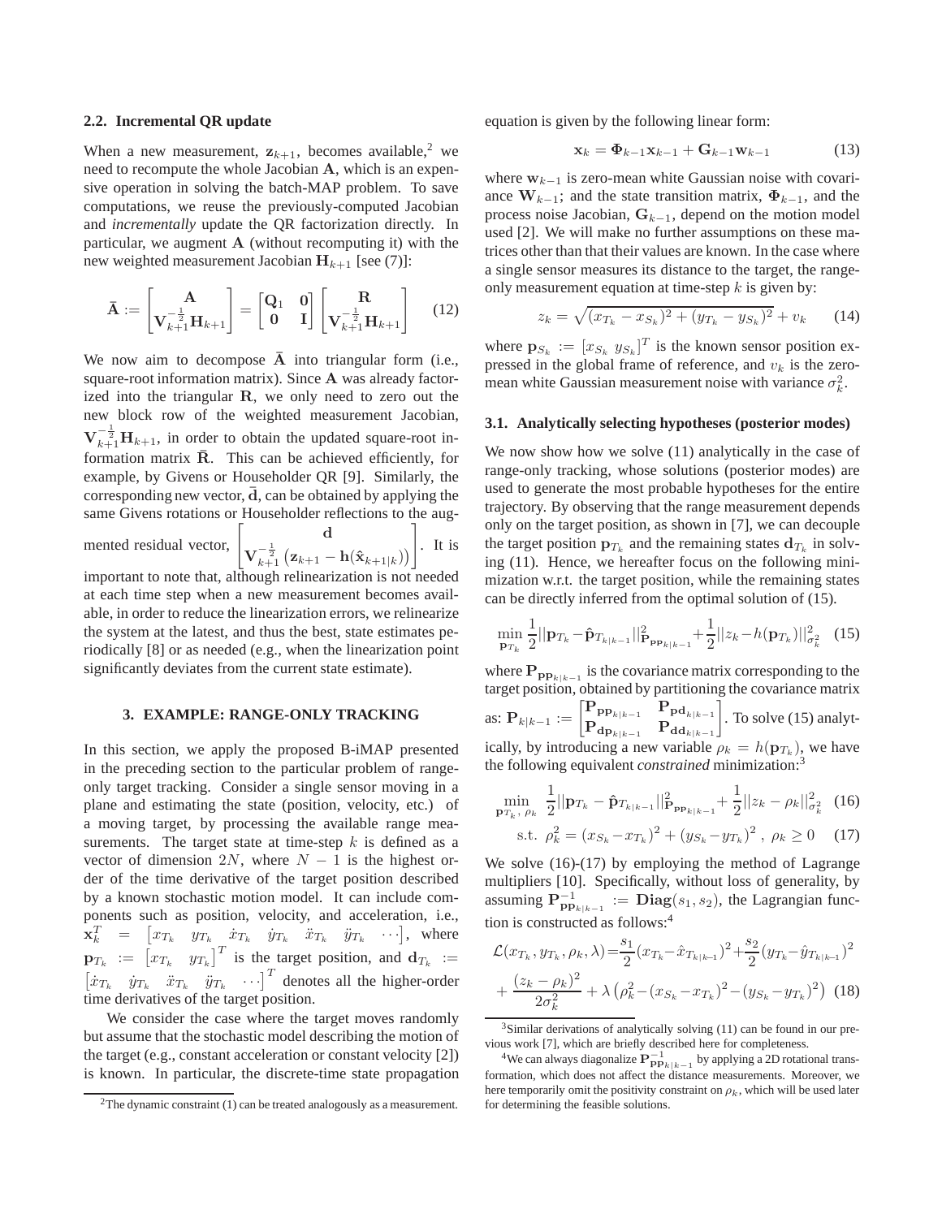### 2.2. Incremental QR update

When a new measurement, $\mathbf{z}_{k+1}$, becomes available,[2] we need to recompute the whole Jacobian $\mathbf{A}$, which is an expensive operation in solving the batch-MAP problem. To save computations, we reuse the previously-computed Jacobian and *incrementally* update the QR factorization directly. In particular, we augment $\mathbf{A}$ (without recomputing it) with the new weighted measurement Jacobian $\mathbf{H}_{k+1}$ [see (7)]:

$$\bar{\mathbf{A}} := \begin{bmatrix} \mathbf{A} \\ \mathbf{V}_{k+1}^{-\frac{1}{2}}\mathbf{H}_{k+1} \end{bmatrix} = \begin{bmatrix} \mathbf{Q}_1 & \mathbf{0} \\ \mathbf{0} & \mathbf{I} \end{bmatrix} \begin{bmatrix} \mathbf{R} \\ \mathbf{V}_{k+1}^{-\frac{1}{2}}\mathbf{H}_{k+1} \end{bmatrix} \tag{12}$$

We now aim to decompose $\bar{\mathbf{A}}$ into triangular form (i.e., square-root information matrix). Since $\mathbf{A}$ was already factorized into the triangular $\mathbf{R}$, we only need to zero out the new block row of the weighted measurement Jacobian, $\mathbf{V}_{k+1}^{-\frac{1}{2}}\mathbf{H}_{k+1}$, in order to obtain the updated square-root information matrix $\bar{\mathbf{R}}$. This can be achieved efficiently, for example, by Givens or Householder QR [9]. Similarly, the corresponding new vector, $\bar{\mathbf{d}}$, can be obtained by applying the same Givens rotations or Householder reflections to the augmented residual vector, $\begin{bmatrix} \mathbf{d} \\ \mathbf{V}_{k+1}^{-\frac{1}{2}}\left(\mathbf{z}_{k+1} - \mathbf{h}(\hat{\mathbf{x}}_{k+1|k})\right) \end{bmatrix}$. It is important to note that, although relinearization is not needed at each time step when a new measurement becomes available, in order to reduce the linearization errors, we relinearize the system at the latest, and thus the best, state estimates periodically [8] or as needed (e.g., when the linearization point significantly deviates from the current state estimate).

## 3. EXAMPLE: RANGE-ONLY TRACKING

In this section, we apply the proposed B-iMAP presented in the preceding section to the particular problem of range-only target tracking. Consider a single sensor moving in a plane and estimating the state (position, velocity, etc.) of a moving target, by processing the available range measurements. The target state at time-step $k$ is defined as a vector of dimension $2N$, where $N-1$ is the highest order of the time derivative of the target position described by a known stochastic motion model. It can include components such as position, velocity, and acceleration, i.e., $\mathbf{x}_k^T = \begin{bmatrix} x_{T_k} & y_{T_k} & \dot{x}_{T_k} & \dot{y}_{T_k} & \ddot{x}_{T_k} & \ddot{y}_{T_k} & \cdots \end{bmatrix}$, where $\mathbf{p}_{T_k} := \begin{bmatrix} x_{T_k} & y_{T_k} \end{bmatrix}^T$ is the target position, and $\mathbf{d}_{T_k} := \begin{bmatrix} \dot{x}_{T_k} & \dot{y}_{T_k} & \ddot{x}_{T_k} & \ddot{y}_{T_k} & \cdots \end{bmatrix}^T$ denotes all the higher-order time derivatives of the target position.

We consider the case where the target moves randomly but assume that the stochastic model describing the motion of the target (e.g., constant acceleration or constant velocity [2]) is known. In particular, the discrete-time state propagation equation is given by the following linear form:

$$\mathbf{x}_k = \mathbf{\Phi}_{k-1}\mathbf{x}_{k-1} + \mathbf{G}_{k-1}\mathbf{w}_{k-1} \tag{13}$$

where $\mathbf{w}_{k-1}$ is zero-mean white Gaussian noise with covariance $\mathbf{W}_{k-1}$; and the state transition matrix, $\mathbf{\Phi}_{k-1}$, and the process noise Jacobian, $\mathbf{G}_{k-1}$, depend on the motion model used [2]. We will make no further assumptions on these matrices other than that their values are known. In the case where a single sensor measures its distance to the target, the range-only measurement equation at time-step $k$ is given by:

$$z_k = \sqrt{(x_{T_k} - x_{S_k})^2 + (y_{T_k} - y_{S_k})^2} + v_k \tag{14}$$

where $\mathbf{p}_{S_k} := [x_{S_k} \; y_{S_k}]^T$ is the known sensor position expressed in the global frame of reference, and $v_k$ is the zero-mean white Gaussian measurement noise with variance $\sigma_k^2$.

### 3.1. Analytically selecting hypotheses (posterior modes)

We now show how we solve (11) analytically in the case of range-only tracking, whose solutions (posterior modes) are used to generate the most probable hypotheses for the entire trajectory. By observing that the range measurement depends only on the target position, as shown in [7], we can decouple the target position $\mathbf{p}_{T_k}$ and the remaining states $\mathbf{d}_{T_k}$ in solving (11). Hence, we hereafter focus on the following minimization w.r.t. the target position, while the remaining states can be directly inferred from the optimal solution of (15).

$$\min_{\mathbf{p}_{T_k}} \frac{1}{2}||\mathbf{p}_{T_k} - \hat{\mathbf{p}}_{T_{k|k-1}}||^2_{\mathbf{P}_{\mathbf{pp}_{k|k-1}}} + \frac{1}{2}||z_k - h(\mathbf{p}_{T_k})||^2_{\sigma_k^2} \tag{15}$$

where $\mathbf{P}_{\mathbf{pp}_{k|k-1}}$ is the covariance matrix corresponding to the target position, obtained by partitioning the covariance matrix as: $\mathbf{P}_{k|k-1} := \begin{bmatrix} \mathbf{P}_{\mathbf{pp}_{k|k-1}} & \mathbf{P}_{\mathbf{pd}_{k|k-1}} \\ \mathbf{P}_{\mathbf{dp}_{k|k-1}} & \mathbf{P}_{\mathbf{dd}_{k|k-1}} \end{bmatrix}$. To solve (15) analytically, by introducing a new variable $\rho_k = h(\mathbf{p}_{T_k})$, we have the following equivalent *constrained* minimization:[3]

$$\min_{\mathbf{p}_{T_k},\, \rho_k} \; \frac{1}{2}||\mathbf{p}_{T_k} - \hat{\mathbf{p}}_{T_{k|k-1}}||^2_{\mathbf{P}_{\mathbf{pp}_{k|k-1}}} + \frac{1}{2}||z_k - \rho_k||^2_{\sigma_k^2} \tag{16}$$

$$\text{s.t.} \;\; \rho_k^2 = (x_{S_k} - x_{T_k})^2 + (y_{S_k} - y_{T_k})^2 \;,\; \rho_k \geq 0 \tag{17}$$

We solve (16)-(17) by employing the method of Lagrange multipliers [10]. Specifically, without loss of generality, by assuming $\mathbf{P}^{-1}_{\mathbf{pp}_{k|k-1}} := \mathbf{Diag}(s_1, s_2)$, the Lagrangian function is constructed as follows:[4]

$$\begin{aligned} \mathcal{L}(x_{T_k}, y_{T_k}, \rho_k, \lambda) =& \frac{s_1}{2}(x_{T_k} - \hat{x}_{T_{k|k-1}})^2 + \frac{s_2}{2}(y_{T_k} - \hat{y}_{T_{k|k-1}})^2 \\ &+ \frac{(z_k - \rho_k)^2}{2\sigma_k^2} + \lambda\left(\rho_k^2 - (x_{S_k} - x_{T_k})^2 - (y_{S_k} - y_{T_k})^2\right) \end{aligned} \tag{18}$$

---

[2] The dynamic constraint (1) can be treated analogously as a measurement.

[3] Similar derivations of analytically solving (11) can be found in our previous work [7], which are briefly described here for completeness.

[4] We can always diagonalize $\mathbf{P}^{-1}_{\mathbf{pp}_{k|k-1}}$ by applying a 2D rotational transformation, which does not affect the distance measurements. Moreover, we here temporarily omit the positivity constraint on $\rho_k$, which will be used later for determining the feasible solutions.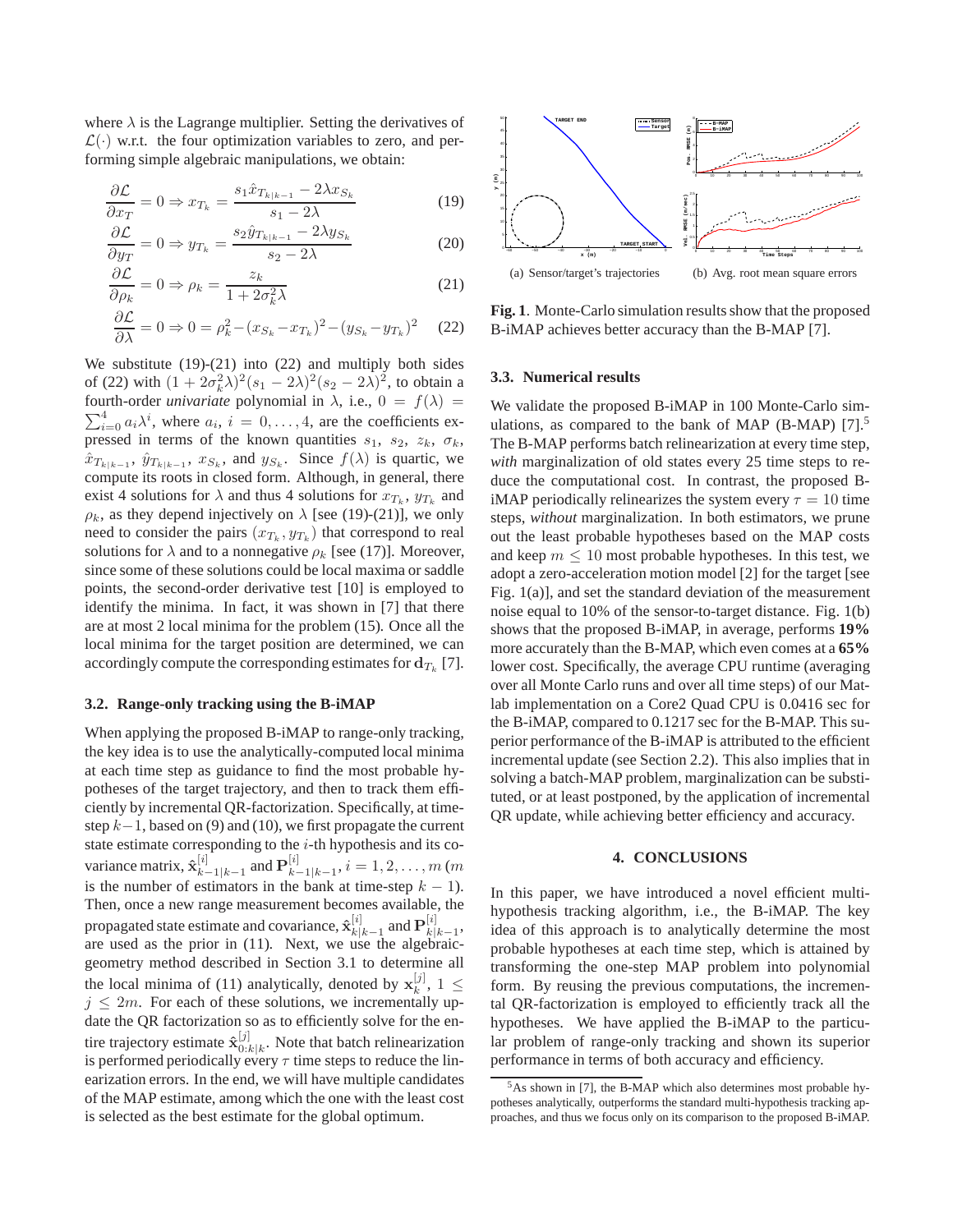where $\lambda$ is the Lagrange multiplier. Setting the derivatives of $\mathcal{L}(\cdot)$ w.r.t. the four optimization variables to zero, and performing simple algebraic manipulations, we obtain:

$$\frac{\partial \mathcal{L}}{\partial x_T} = 0 \Rightarrow x_{T_k} = \frac{s_1 \hat{x}_{T_{k|k-1}} - 2\lambda x_{S_k}}{s_1 - 2\lambda} \tag{19}$$

$$\frac{\partial \mathcal{L}}{\partial y_T} = 0 \Rightarrow y_{T_k} = \frac{s_2 \hat{y}_{T_{k|k-1}} - 2\lambda y_{S_k}}{s_2 - 2\lambda} \tag{20}$$

$$\frac{\partial \mathcal{L}}{\partial \rho_k} = 0 \Rightarrow \rho_k = \frac{z_k}{1 + 2\sigma_k^2 \lambda} \tag{21}$$

$$\frac{\partial \mathcal{L}}{\partial \lambda} = 0 \Rightarrow 0 = \rho_k^2 - (x_{S_k} - x_{T_k})^2 - (y_{S_k} - y_{T_k})^2 \tag{22}$$

We substitute (19)-(21) into (22) and multiply both sides of (22) with $(1 + 2\sigma_k^2\lambda)^2(s_1 - 2\lambda)^2(s_2 - 2\lambda)^2$, to obtain a fourth-order *univariate* polynomial in $\lambda$, i.e., $0 = f(\lambda) = \sum_{i=0}^{4} a_i \lambda^i$, where $a_i$, $i = 0, \ldots, 4$, are the coefficients expressed in terms of the known quantities $s_1$, $s_2$, $z_k$, $\sigma_k$, $\hat{x}_{T_{k|k-1}}$, $\hat{y}_{T_{k|k-1}}$, $x_{S_k}$, and $y_{S_k}$. Since $f(\lambda)$ is quartic, we compute its roots in closed form. Although, in general, there exist 4 solutions for $\lambda$ and thus 4 solutions for $x_{T_k}$, $y_{T_k}$ and $\rho_k$, as they depend injectively on $\lambda$ [see (19)-(21)], we only need to consider the pairs $(x_{T_k}, y_{T_k})$ that correspond to real solutions for $\lambda$ and to a nonnegative $\rho_k$ [see (17)]. Moreover, since some of these solutions could be local maxima or saddle points, the second-order derivative test [10] is employed to identify the minima. In fact, it was shown in [7] that there are at most 2 local minima for the problem (15). Once all the local minima for the target position are determined, we can accordingly compute the corresponding estimates for $\mathbf{d}_{T_k}$ [7].

### 3.2. Range-only tracking using the B-iMAP

When applying the proposed B-iMAP to range-only tracking, the key idea is to use the analytically-computed local minima at each time step as guidance to find the most probable hypotheses of the target trajectory, and then to track them efficiently by incremental QR-factorization. Specifically, at time-step $k-1$, based on (9) and (10), we first propagate the current state estimate corresponding to the $i$-th hypothesis and its covariance matrix, $\hat{\mathbf{x}}_{k-1|k-1}^{[i]}$ and $\mathbf{P}_{k-1|k-1}^{[i]}$, $i = 1, 2, \ldots, m$ ($m$ is the number of estimators in the bank at time-step $k-1$). Then, once a new range measurement becomes available, the propagated state estimate and covariance, $\hat{\mathbf{x}}_{k|k-1}^{[i]}$ and $\mathbf{P}_{k|k-1}^{[i]}$, are used as the prior in (11). Next, we use the algebraic-geometry method described in Section 3.1 to determine all the local minima of (11) analytically, denoted by $\mathbf{x}_k^{[j]}$, $1 \leq j \leq 2m$. For each of these solutions, we incrementally update the QR factorization so as to efficiently solve for the entire trajectory estimate $\hat{\mathbf{x}}_{0:k|k}^{[j]}$. Note that batch relinearization is performed periodically every $\tau$ time steps to reduce the linearization errors. In the end, we will have multiple candidates of the MAP estimate, among which the one with the least cost is selected as the best estimate for the global optimum.

(a) Sensor/target's trajectories (b) Avg. root mean square errors

**Fig. 1**. Monte-Carlo simulation results show that the proposed B-iMAP achieves better accuracy than the B-MAP [7].

### 3.3. Numerical results

We validate the proposed B-iMAP in 100 Monte-Carlo simulations, as compared to the bank of MAP (B-MAP) [7].[5] The B-MAP performs batch relinearization at every time step, *with* marginalization of old states every 25 time steps to reduce the computational cost. In contrast, the proposed B-iMAP periodically relinearizes the system every $\tau = 10$ time steps, *without* marginalization. In both estimators, we prune out the least probable hypotheses based on the MAP costs and keep $m \leq 10$ most probable hypotheses. In this test, we adopt a zero-acceleration motion model [2] for the target [see Fig. 1(a)], and set the standard deviation of the measurement noise equal to 10% of the sensor-to-target distance. Fig. 1(b) shows that the proposed B-iMAP, in average, performs **19%** more accurately than the B-MAP, which even comes at a **65%** lower cost. Specifically, the average CPU runtime (averaging over all Monte Carlo runs and over all time steps) of our Matlab implementation on a Core2 Quad CPU is 0.0416 sec for the B-iMAP, compared to 0.1217 sec for the B-MAP. This superior performance of the B-iMAP is attributed to the efficient incremental update (see Section 2.2). This also implies that in solving a batch-MAP problem, marginalization can be substituted, or at least postponed, by the application of incremental QR update, while achieving better efficiency and accuracy.

## 4. CONCLUSIONS

In this paper, we have introduced a novel efficient multi-hypothesis tracking algorithm, i.e., the B-iMAP. The key idea of this approach is to analytically determine the most probable hypotheses at each time step, which is attained by transforming the one-step MAP problem into polynomial form. By reusing the previous computations, the incremental QR-factorization is employed to efficiently track all the hypotheses. We have applied the B-iMAP to the particular problem of range-only tracking and shown its superior performance in terms of both accuracy and efficiency.

[5] As shown in [7], the B-MAP which also determines most probable hypotheses analytically, outperforms the standard multi-hypothesis tracking approaches, and thus we focus only on its comparison to the proposed B-iMAP.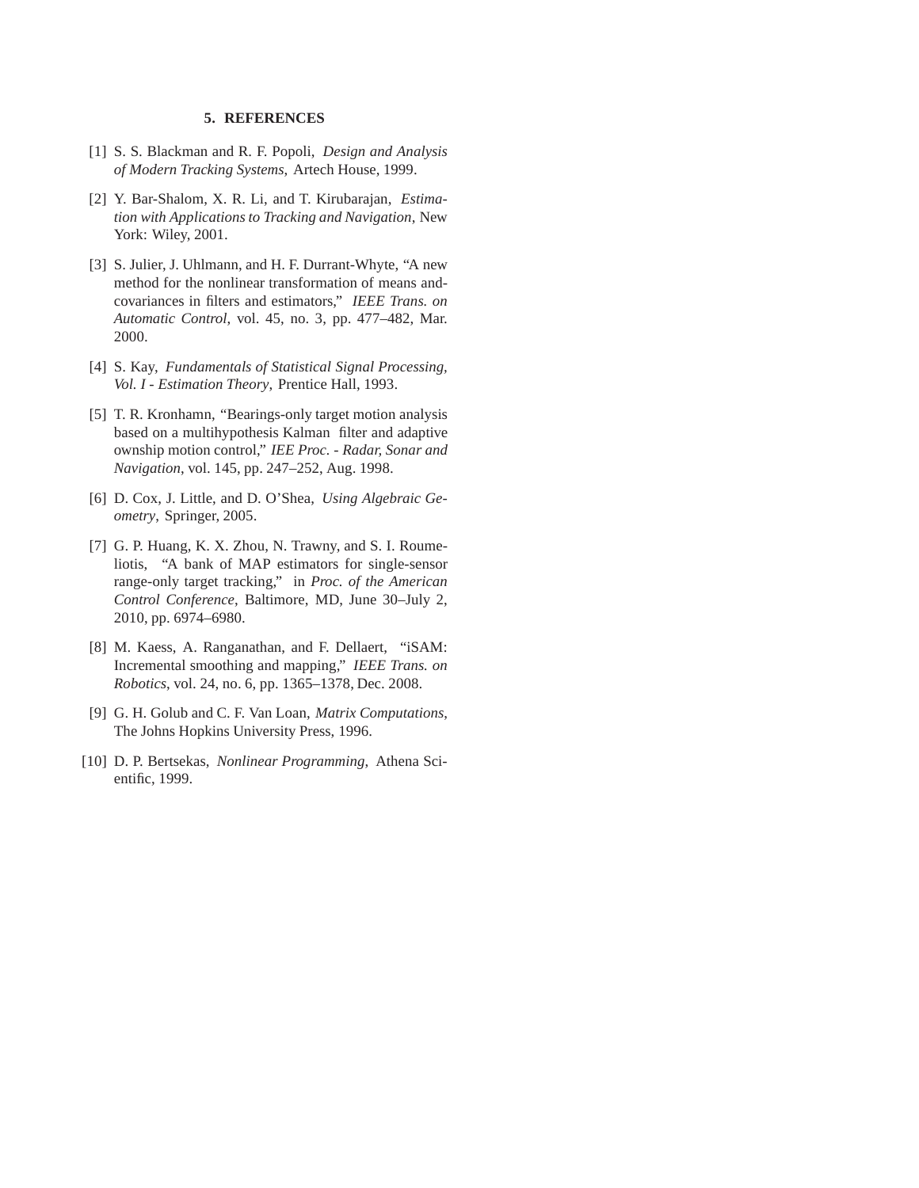## 5. REFERENCES

[1] S. S. Blackman and R. F. Popoli, *Design and Analysis of Modern Tracking Systems*, Artech House, 1999.

[2] Y. Bar-Shalom, X. R. Li, and T. Kirubarajan, *Estimation with Applications to Tracking and Navigation*, New York: Wiley, 2001.

[3] S. Julier, J. Uhlmann, and H. F. Durrant-Whyte, "A new method for the nonlinear transformation of means and-covariances in filters and estimators," *IEEE Trans. on Automatic Control*, vol. 45, no. 3, pp. 477–482, Mar. 2000.

[4] S. Kay, *Fundamentals of Statistical Signal Processing, Vol. I - Estimation Theory*, Prentice Hall, 1993.

[5] T. R. Kronhamn, "Bearings-only target motion analysis based on a multihypothesis Kalman filter and adaptive ownship motion control," *IEE Proc. - Radar, Sonar and Navigation*, vol. 145, pp. 247–252, Aug. 1998.

[6] D. Cox, J. Little, and D. O'Shea, *Using Algebraic Geometry*, Springer, 2005.

[7] G. P. Huang, K. X. Zhou, N. Trawny, and S. I. Roumeliotis, "A bank of MAP estimators for single-sensor range-only target tracking," in *Proc. of the American Control Conference*, Baltimore, MD, June 30–July 2, 2010, pp. 6974–6980.

[8] M. Kaess, A. Ranganathan, and F. Dellaert, "iSAM: Incremental smoothing and mapping," *IEEE Trans. on Robotics*, vol. 24, no. 6, pp. 1365–1378, Dec. 2008.

[9] G. H. Golub and C. F. Van Loan, *Matrix Computations*, The Johns Hopkins University Press, 1996.

[10] D. P. Bertsekas, *Nonlinear Programming*, Athena Scientific, 1999.